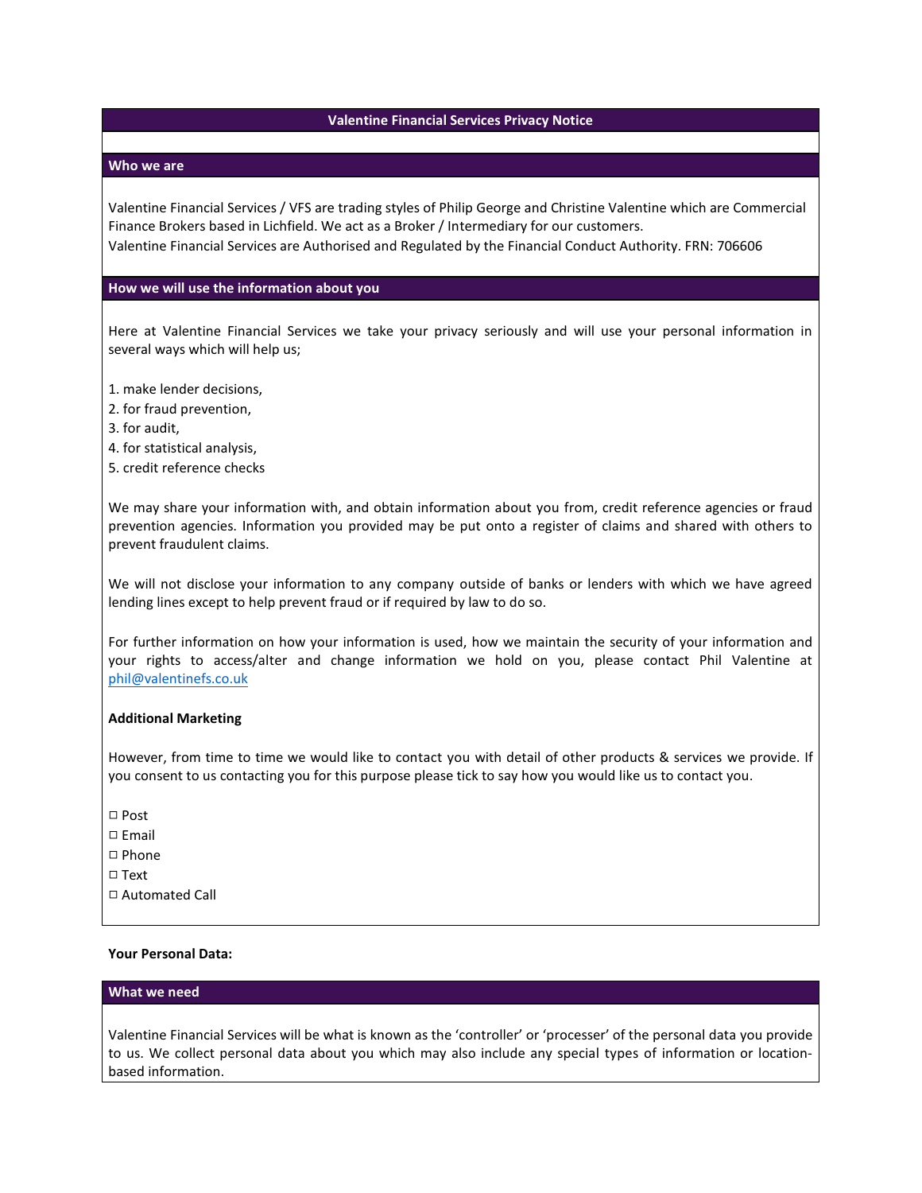# Valentine Financial Services Privacy Notice

## Who we are

Valentine Financial Services / VFS are trading styles of Philip George and Christine Valentine which are Commercial Finance Brokers based in Lichfield. We act as a Broker / Intermediary for our customers.
Valentine Financial Services are Authorised and Regulated by the Financial Conduct Authority. FRN: 706606

## How we will use the information about you

Here at Valentine Financial Services we take your privacy seriously and will use your personal information in several ways which will help us;

1. make lender decisions,
2. for fraud prevention,
3. for audit,
4. for statistical analysis,
5. credit reference checks

We may share your information with, and obtain information about you from, credit reference agencies or fraud prevention agencies. Information you provided may be put onto a register of claims and shared with others to prevent fraudulent claims.

We will not disclose your information to any company outside of banks or lenders with which we have agreed lending lines except to help prevent fraud or if required by law to do so.

For further information on how your information is used, how we maintain the security of your information and your rights to access/alter and change information we hold on you, please contact Phil Valentine at phil@valentinefs.co.uk

**Additional Marketing**

However, from time to time we would like to contact you with detail of other products & services we provide. If you consent to us contacting you for this purpose please tick to say how you would like us to contact you.

□ Post
□ Email
□ Phone
□ Text
□ Automated Call

**Your Personal Data:**

## What we need

Valentine Financial Services will be what is known as the 'controller' or 'processer' of the personal data you provide to us. We collect personal data about you which may also include any special types of information or location-based information.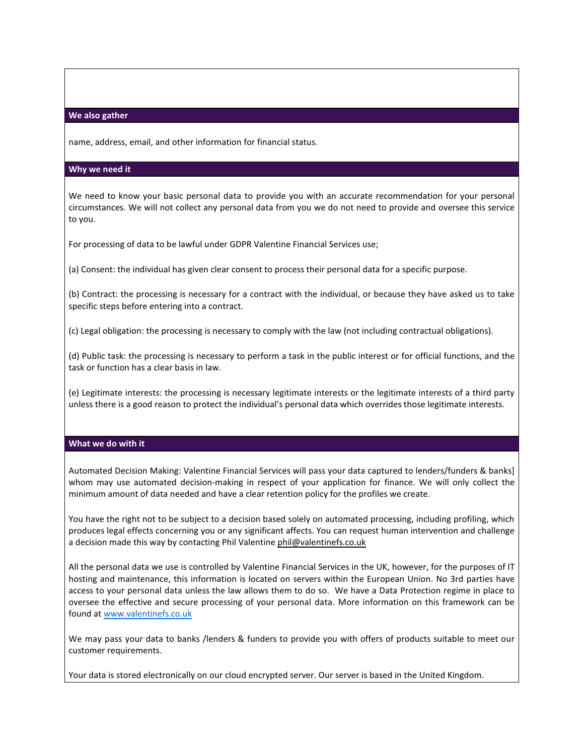## We also gather

name, address, email, and other information for financial status.

## Why we need it

We need to know your basic personal data to provide you with an accurate recommendation for your personal circumstances. We will not collect any personal data from you we do not need to provide and oversee this service to you.

For processing of data to be lawful under GDPR Valentine Financial Services use;

(a) Consent: the individual has given clear consent to process their personal data for a specific purpose.

(b) Contract: the processing is necessary for a contract with the individual, or because they have asked us to take specific steps before entering into a contract.

(c) Legal obligation: the processing is necessary to comply with the law (not including contractual obligations).

(d) Public task: the processing is necessary to perform a task in the public interest or for official functions, and the task or function has a clear basis in law.

(e) Legitimate interests: the processing is necessary legitimate interests or the legitimate interests of a third party unless there is a good reason to protect the individual's personal data which overrides those legitimate interests.

## What we do with it

Automated Decision Making: Valentine Financial Services will pass your data captured to lenders/funders & banks] whom may use automated decision-making in respect of your application for finance. We will only collect the minimum amount of data needed and have a clear retention policy for the profiles we create.

You have the right not to be subject to a decision based solely on automated processing, including profiling, which produces legal effects concerning you or any significant affects. You can request human intervention and challenge a decision made this way by contacting Phil Valentine phil@valentinefs.co.uk

All the personal data we use is controlled by Valentine Financial Services in the UK, however, for the purposes of IT hosting and maintenance, this information is located on servers within the European Union. No 3rd parties have access to your personal data unless the law allows them to do so. We have a Data Protection regime in place to oversee the effective and secure processing of your personal data. More information on this framework can be found at www.valentinefs.co.uk

We may pass your data to banks /lenders & funders to provide you with offers of products suitable to meet our customer requirements.

Your data is stored electronically on our cloud encrypted server. Our server is based in the United Kingdom.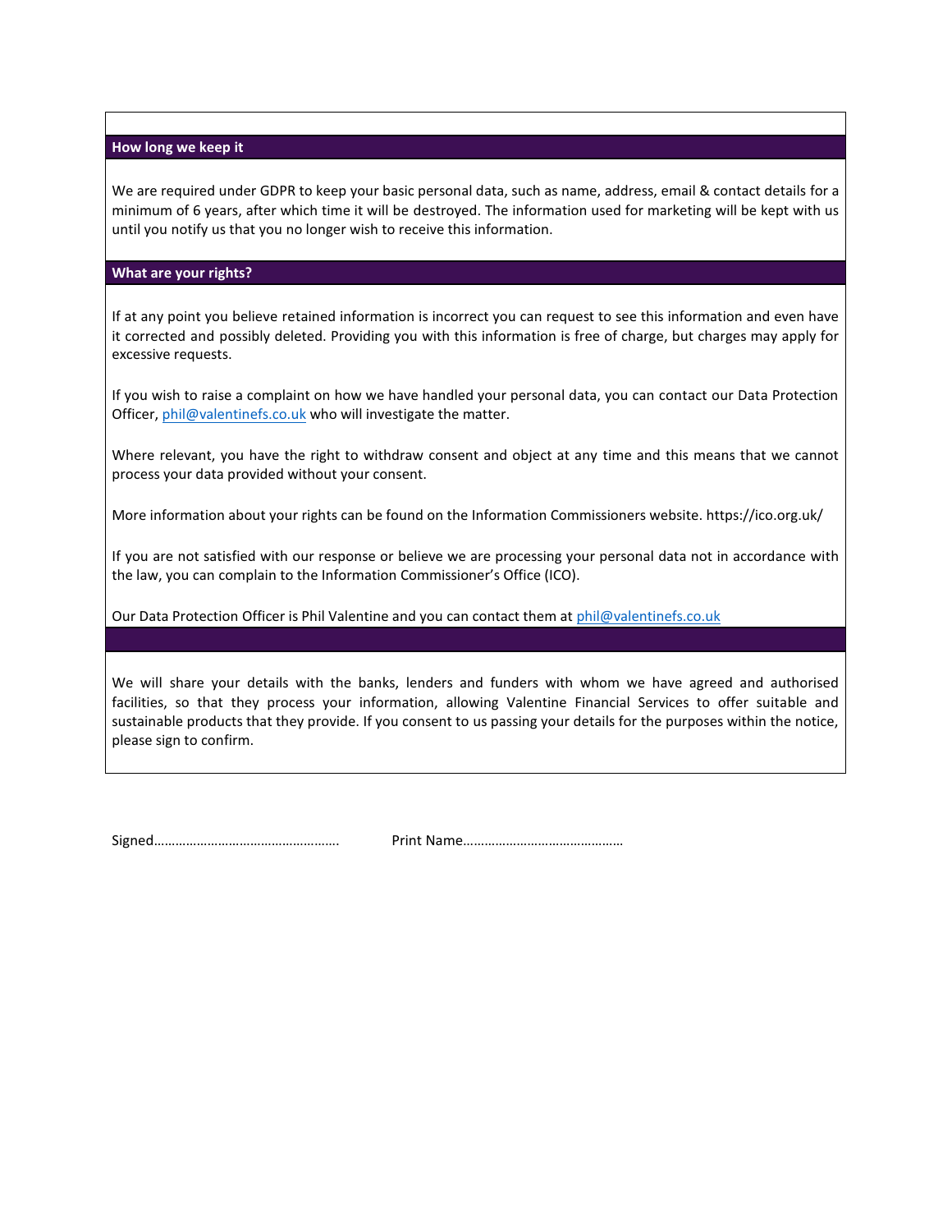## How long we keep it

We are required under GDPR to keep your basic personal data, such as name, address, email & contact details for a minimum of 6 years, after which time it will be destroyed. The information used for marketing will be kept with us until you notify us that you no longer wish to receive this information.

## What are your rights?

If at any point you believe retained information is incorrect you can request to see this information and even have it corrected and possibly deleted. Providing you with this information is free of charge, but charges may apply for excessive requests.

If you wish to raise a complaint on how we have handled your personal data, you can contact our Data Protection Officer, phil@valentinefs.co.uk who will investigate the matter.

Where relevant, you have the right to withdraw consent and object at any time and this means that we cannot process your data provided without your consent.

More information about your rights can be found on the Information Commissioners website. https://ico.org.uk/

If you are not satisfied with our response or believe we are processing your personal data not in accordance with the law, you can complain to the Information Commissioner's Office (ICO).

Our Data Protection Officer is Phil Valentine and you can contact them at phil@valentinefs.co.uk

We will share your details with the banks, lenders and funders with whom we have agreed and authorised facilities, so that they process your information, allowing Valentine Financial Services to offer suitable and sustainable products that they provide. If you consent to us passing your details for the purposes within the notice, please sign to confirm.

Signed…………………………………………….. Print Name………………………………………